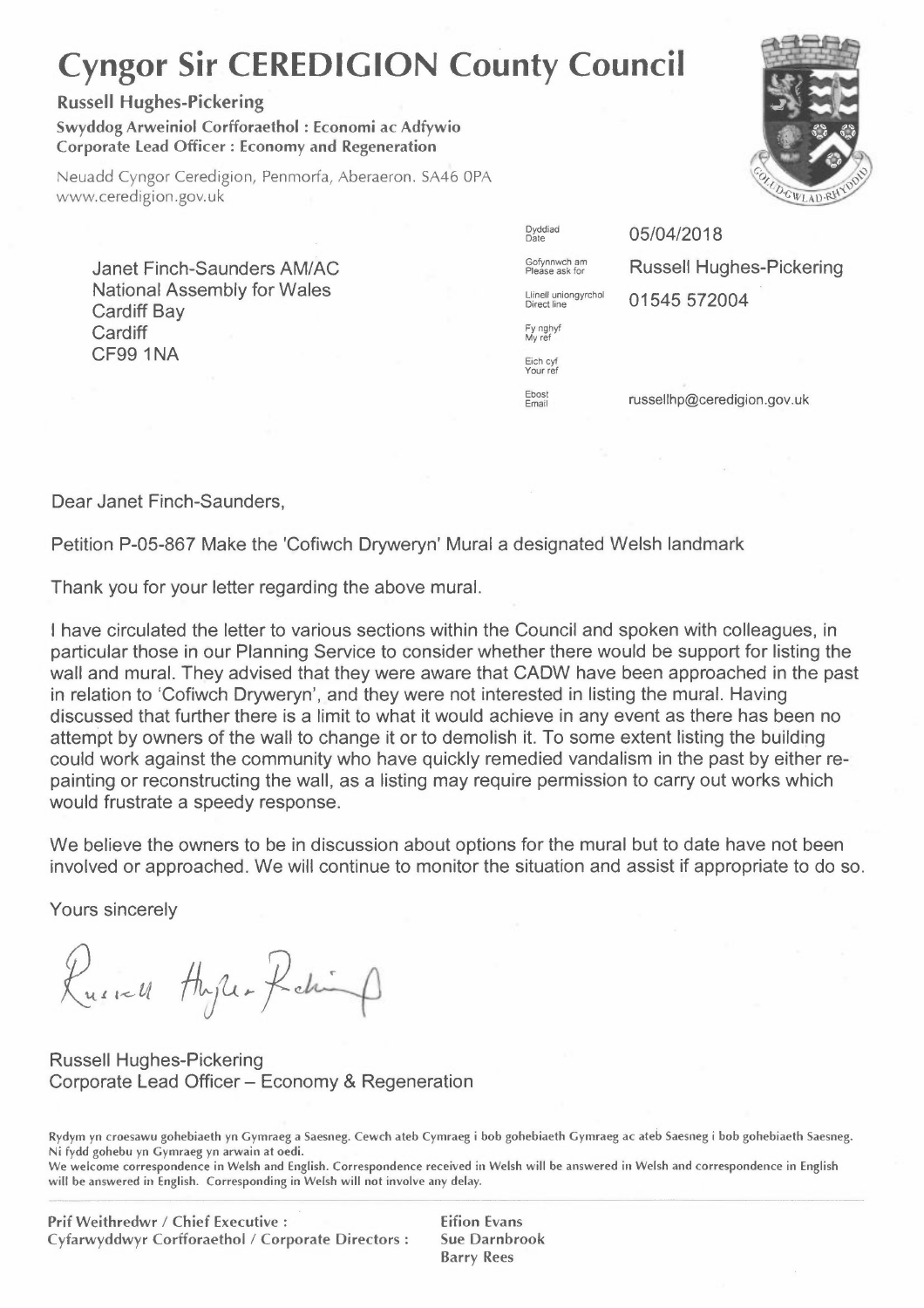# Cyngor Sir CEREDIGION County Council

**Russell Hughes-Pickering**

**Swyddog Arweiniol Corfforaethol : Economi ac Adfywio**
**Corporate Lead Officer : Economy and Regeneration**

Neuadd Cyngor Ceredigion, Penmorfa, Aberaeron. SA46 0PA
www.ceredigion.gov.uk

Janet Finch-Saunders AM/AC
National Assembly for Wales
Cardiff Bay
Cardiff
CF99 1NA

| | |
|---|---|
| Dyddiad / Date | 05/04/2018 |
| Gofynnwch am / Please ask for | Russell Hughes-Pickering |
| Llinell uniongyrchol / Direct line | 01545 572004 |
| Fy nghyf / My ref | |
| Eich cyf / Your ref | |
| Ebost / Email | russellhp@ceredigion.gov.uk |

Dear Janet Finch-Saunders,

Petition P-05-867 Make the 'Cofiwch Dryweryn' Mural a designated Welsh landmark

Thank you for your letter regarding the above mural.

I have circulated the letter to various sections within the Council and spoken with colleagues, in particular those in our Planning Service to consider whether there would be support for listing the wall and mural. They advised that they were aware that CADW have been approached in the past in relation to 'Cofiwch Dryweryn', and they were not interested in listing the mural. Having discussed that further there is a limit to what it would achieve in any event as there has been no attempt by owners of the wall to change it or to demolish it. To some extent listing the building could work against the community who have quickly remedied vandalism in the past by either re-painting or reconstructing the wall, as a listing may require permission to carry out works which would frustrate a speedy response.

We believe the owners to be in discussion about options for the mural but to date have not been involved or approached. We will continue to monitor the situation and assist if appropriate to do so.

Yours sincerely

Russell Hughes-Pickering

Russell Hughes-Pickering
Corporate Lead Officer – Economy & Regeneration

Rydym yn croesawu gohebiaeth yn Gymraeg a Saesneg. Cewch ateb Cymraeg i bob gohebiaeth Gymraeg ac ateb Saesneg i bob gohebiaeth Saesneg. Ni fydd gohebu yn Gymraeg yn arwain at oedi.
We welcome correspondence in Welsh and English. Correspondence received in Welsh will be answered in Welsh and correspondence in English will be answered in English. Corresponding in Welsh will not involve any delay.

**Prif Weithredwr / Chief Executive :** Eifion Evans
**Cyfarwyddwyr Corfforaethol / Corporate Directors :** Sue Darnbrook, Barry Rees